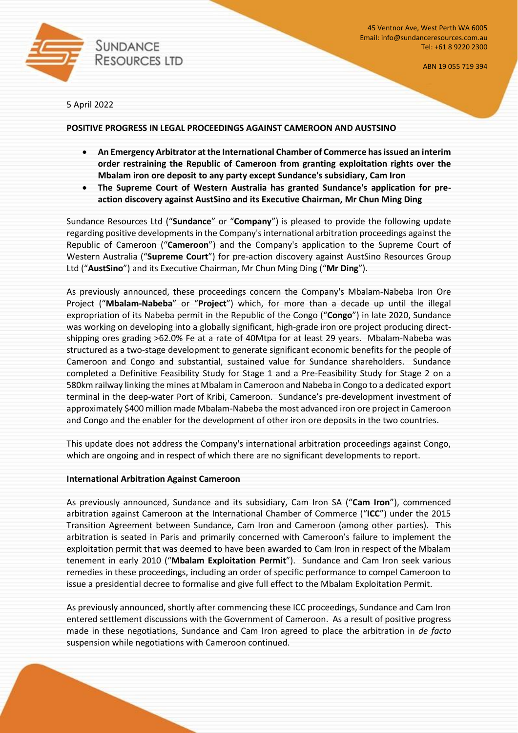**SUNDANCE RESOURCES LTD**

45 Ventnor Ave, West Perth WA 6005
Email: info@sundanceresources.com.au
Tel: +61 8 9220 2300

ABN 19 055 719 394

5 April 2022

**POSITIVE PROGRESS IN LEGAL PROCEEDINGS AGAINST CAMEROON AND AUSTSINO**

- **An Emergency Arbitrator at the International Chamber of Commerce has issued an interim order restraining the Republic of Cameroon from granting exploitation rights over the Mbalam iron ore deposit to any party except Sundance's subsidiary, Cam Iron**
- **The Supreme Court of Western Australia has granted Sundance's application for pre-action discovery against AustSino and its Executive Chairman, Mr Chun Ming Ding**

Sundance Resources Ltd ("**Sundance**" or "**Company**") is pleased to provide the following update regarding positive developments in the Company's international arbitration proceedings against the Republic of Cameroon ("**Cameroon**") and the Company's application to the Supreme Court of Western Australia ("**Supreme Court**") for pre-action discovery against AustSino Resources Group Ltd ("**AustSino**") and its Executive Chairman, Mr Chun Ming Ding ("**Mr Ding**").

As previously announced, these proceedings concern the Company's Mbalam-Nabeba Iron Ore Project ("**Mbalam-Nabeba**" or "**Project**") which, for more than a decade up until the illegal expropriation of its Nabeba permit in the Republic of the Congo ("**Congo**") in late 2020, Sundance was working on developing into a globally significant, high-grade iron ore project producing direct-shipping ores grading >62.0% Fe at a rate of 40Mtpa for at least 29 years. Mbalam-Nabeba was structured as a two-stage development to generate significant economic benefits for the people of Cameroon and Congo and substantial, sustained value for Sundance shareholders. Sundance completed a Definitive Feasibility Study for Stage 1 and a Pre-Feasibility Study for Stage 2 on a 580km railway linking the mines at Mbalam in Cameroon and Nabeba in Congo to a dedicated export terminal in the deep-water Port of Kribi, Cameroon. Sundance's pre-development investment of approximately $400 million made Mbalam-Nabeba the most advanced iron ore project in Cameroon and Congo and the enabler for the development of other iron ore deposits in the two countries.

This update does not address the Company's international arbitration proceedings against Congo, which are ongoing and in respect of which there are no significant developments to report.

**International Arbitration Against Cameroon**

As previously announced, Sundance and its subsidiary, Cam Iron SA ("**Cam Iron**"), commenced arbitration against Cameroon at the International Chamber of Commerce ("**ICC**") under the 2015 Transition Agreement between Sundance, Cam Iron and Cameroon (among other parties). This arbitration is seated in Paris and primarily concerned with Cameroon's failure to implement the exploitation permit that was deemed to have been awarded to Cam Iron in respect of the Mbalam tenement in early 2010 ("**Mbalam Exploitation Permit**"). Sundance and Cam Iron seek various remedies in these proceedings, including an order of specific performance to compel Cameroon to issue a presidential decree to formalise and give full effect to the Mbalam Exploitation Permit.

As previously announced, shortly after commencing these ICC proceedings, Sundance and Cam Iron entered settlement discussions with the Government of Cameroon. As a result of positive progress made in these negotiations, Sundance and Cam Iron agreed to place the arbitration in *de facto* suspension while negotiations with Cameroon continued.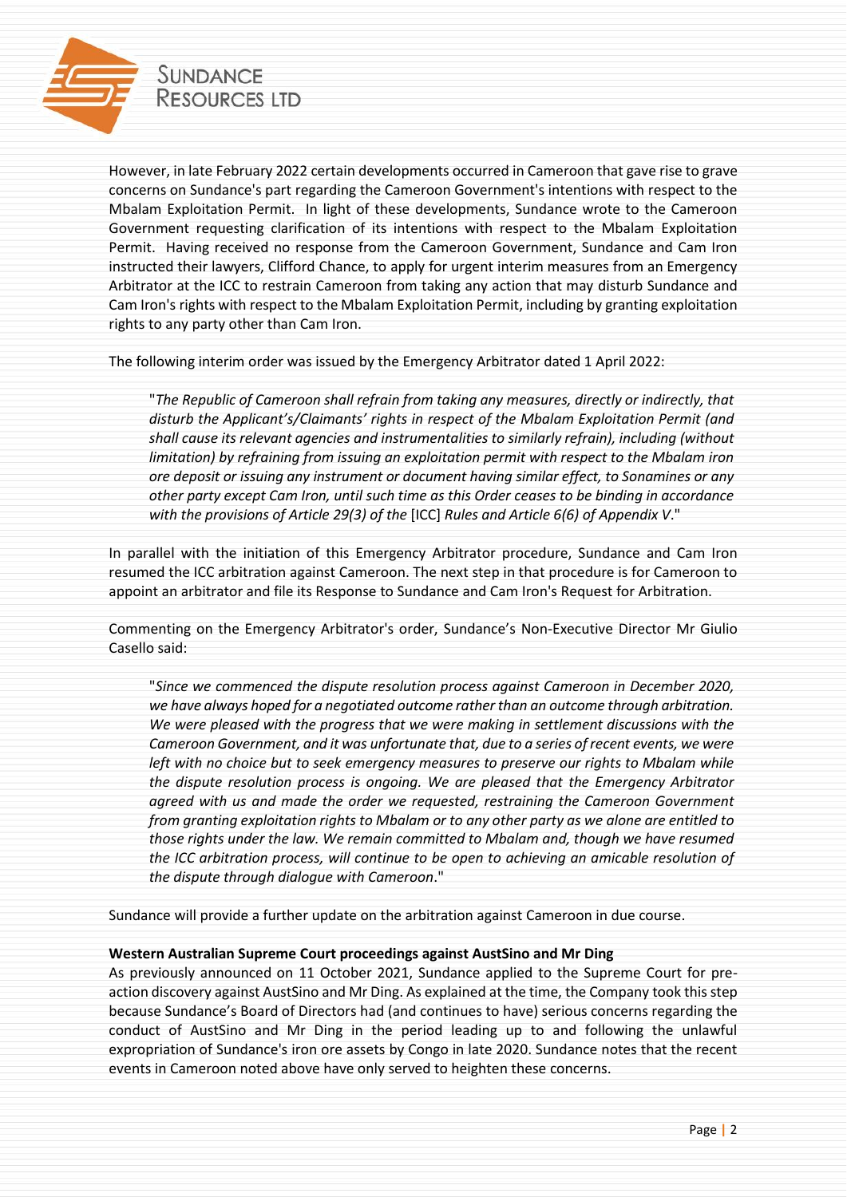However, in late February 2022 certain developments occurred in Cameroon that gave rise to grave concerns on Sundance's part regarding the Cameroon Government's intentions with respect to the Mbalam Exploitation Permit. In light of these developments, Sundance wrote to the Cameroon Government requesting clarification of its intentions with respect to the Mbalam Exploitation Permit. Having received no response from the Cameroon Government, Sundance and Cam Iron instructed their lawyers, Clifford Chance, to apply for urgent interim measures from an Emergency Arbitrator at the ICC to restrain Cameroon from taking any action that may disturb Sundance and Cam Iron's rights with respect to the Mbalam Exploitation Permit, including by granting exploitation rights to any party other than Cam Iron.

The following interim order was issued by the Emergency Arbitrator dated 1 April 2022:

> "*The Republic of Cameroon shall refrain from taking any measures, directly or indirectly, that disturb the Applicant's/Claimants' rights in respect of the Mbalam Exploitation Permit (and shall cause its relevant agencies and instrumentalities to similarly refrain), including (without limitation) by refraining from issuing an exploitation permit with respect to the Mbalam iron ore deposit or issuing any instrument or document having similar effect, to Sonamines or any other party except Cam Iron, until such time as this Order ceases to be binding in accordance with the provisions of Article 29(3) of the* [ICC] *Rules and Article 6(6) of Appendix V*."

In parallel with the initiation of this Emergency Arbitrator procedure, Sundance and Cam Iron resumed the ICC arbitration against Cameroon. The next step in that procedure is for Cameroon to appoint an arbitrator and file its Response to Sundance and Cam Iron's Request for Arbitration.

Commenting on the Emergency Arbitrator's order, Sundance's Non-Executive Director Mr Giulio Casello said:

> "*Since we commenced the dispute resolution process against Cameroon in December 2020, we have always hoped for a negotiated outcome rather than an outcome through arbitration. We were pleased with the progress that we were making in settlement discussions with the Cameroon Government, and it was unfortunate that, due to a series of recent events, we were left with no choice but to seek emergency measures to preserve our rights to Mbalam while the dispute resolution process is ongoing. We are pleased that the Emergency Arbitrator agreed with us and made the order we requested, restraining the Cameroon Government from granting exploitation rights to Mbalam or to any other party as we alone are entitled to those rights under the law. We remain committed to Mbalam and, though we have resumed the ICC arbitration process, will continue to be open to achieving an amicable resolution of the dispute through dialogue with Cameroon*."

Sundance will provide a further update on the arbitration against Cameroon in due course.

**Western Australian Supreme Court proceedings against AustSino and Mr Ding**

As previously announced on 11 October 2021, Sundance applied to the Supreme Court for pre-action discovery against AustSino and Mr Ding. As explained at the time, the Company took this step because Sundance's Board of Directors had (and continues to have) serious concerns regarding the conduct of AustSino and Mr Ding in the period leading up to and following the unlawful expropriation of Sundance's iron ore assets by Congo in late 2020. Sundance notes that the recent events in Cameroon noted above have only served to heighten these concerns.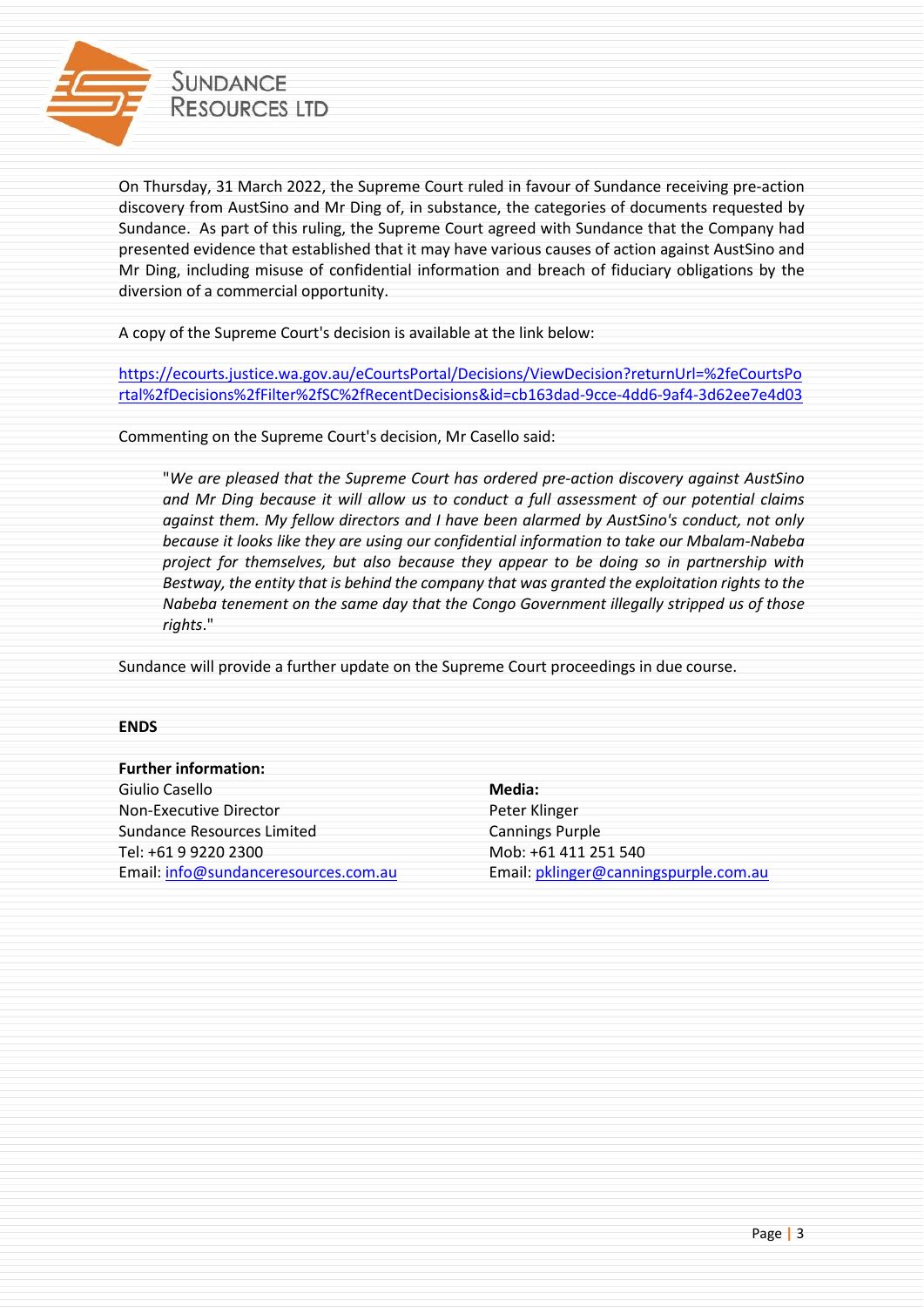On Thursday, 31 March 2022, the Supreme Court ruled in favour of Sundance receiving pre-action discovery from AustSino and Mr Ding of, in substance, the categories of documents requested by Sundance. As part of this ruling, the Supreme Court agreed with Sundance that the Company had presented evidence that established that it may have various causes of action against AustSino and Mr Ding, including misuse of confidential information and breach of fiduciary obligations by the diversion of a commercial opportunity.

A copy of the Supreme Court's decision is available at the link below:

https://ecourts.justice.wa.gov.au/eCourtsPortal/Decisions/ViewDecision?returnUrl=%2feCourtsPortal%2fDecisions%2fFilter%2fSC%2fRecentDecisions&id=cb163dad-9cce-4dd6-9af4-3d62ee7e4d03

Commenting on the Supreme Court's decision, Mr Casello said:

> "*We are pleased that the Supreme Court has ordered pre-action discovery against AustSino and Mr Ding because it will allow us to conduct a full assessment of our potential claims against them. My fellow directors and I have been alarmed by AustSino's conduct, not only because it looks like they are using our confidential information to take our Mbalam-Nabeba project for themselves, but also because they appear to be doing so in partnership with Bestway, the entity that is behind the company that was granted the exploitation rights to the Nabeba tenement on the same day that the Congo Government illegally stripped us of those rights*."

Sundance will provide a further update on the Supreme Court proceedings in due course.

**ENDS**

**Further information:**
Giulio Casello
Non-Executive Director
Sundance Resources Limited
Tel: +61 9 9220 2300
Email: info@sundanceresources.com.au

**Media:**
Peter Klinger
Cannings Purple
Mob: +61 411 251 540
Email: pklinger@canningspurple.com.au